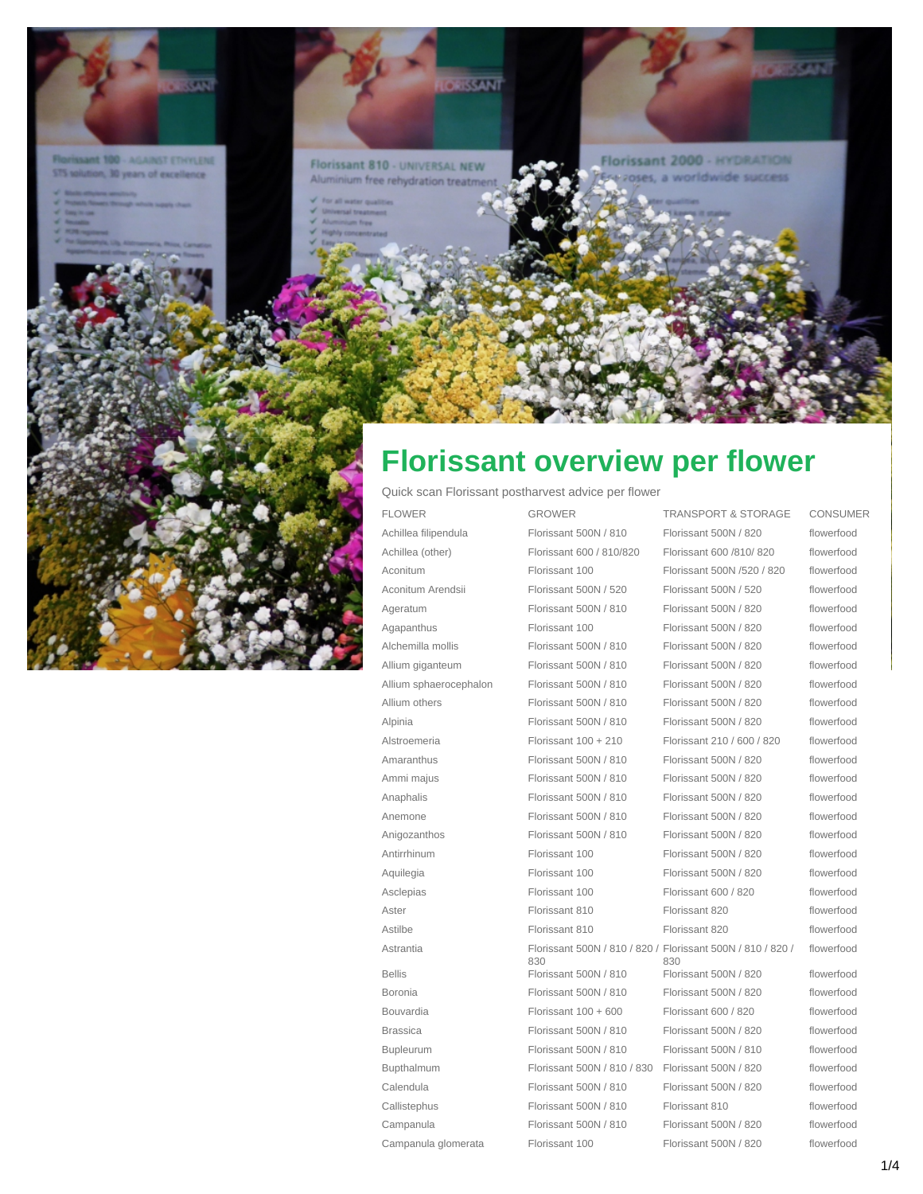# Florissant overview per flower

Quick scan Florissant postharvest advice per flower

| FLOWER | GROWER | TRANSPORT & STORAGE | CONSUMER |
|---|---|---|---|
| Achillea filipendula | Florissant 500N / 810 | Florissant 500N / 820 | flowerfood |
| Achillea (other) | Florissant 600 / 810/820 | Florissant 600 /810/ 820 | flowerfood |
| Aconitum | Florissant 100 | Florissant 500N /520 / 820 | flowerfood |
| Aconitum Arendsii | Florissant 500N / 520 | Florissant 500N / 520 | flowerfood |
| Ageratum | Florissant 500N / 810 | Florissant 500N / 820 | flowerfood |
| Agapanthus | Florissant 100 | Florissant 500N / 820 | flowerfood |
| Alchemilla mollis | Florissant 500N / 810 | Florissant 500N / 820 | flowerfood |
| Allium giganteum | Florissant 500N / 810 | Florissant 500N / 820 | flowerfood |
| Allium sphaerocephalon | Florissant 500N / 810 | Florissant 500N / 820 | flowerfood |
| Allium others | Florissant 500N / 810 | Florissant 500N / 820 | flowerfood |
| Alpinia | Florissant 500N / 810 | Florissant 500N / 820 | flowerfood |
| Alstroemeria | Florissant 100 + 210 | Florissant 210 / 600 / 820 | flowerfood |
| Amaranthus | Florissant 500N / 810 | Florissant 500N / 820 | flowerfood |
| Ammi majus | Florissant 500N / 810 | Florissant 500N / 820 | flowerfood |
| Anaphalis | Florissant 500N / 810 | Florissant 500N / 820 | flowerfood |
| Anemone | Florissant 500N / 810 | Florissant 500N / 820 | flowerfood |
| Anigozanthos | Florissant 500N / 810 | Florissant 500N / 820 | flowerfood |
| Antirrhinum | Florissant 100 | Florissant 500N / 820 | flowerfood |
| Aquilegia | Florissant 100 | Florissant 500N / 820 | flowerfood |
| Asclepias | Florissant 100 | Florissant 600 / 820 | flowerfood |
| Aster | Florissant 810 | Florissant 820 | flowerfood |
| Astilbe | Florissant 810 | Florissant 820 | flowerfood |
| Astrantia | Florissant 500N / 810 / 820 / 830 | Florissant 500N / 810 / 820 / 830 | flowerfood |
| Bellis | Florissant 500N / 810 | Florissant 500N / 820 | flowerfood |
| Boronia | Florissant 500N / 810 | Florissant 500N / 820 | flowerfood |
| Bouvardia | Florissant 100 + 600 | Florissant 600 / 820 | flowerfood |
| Brassica | Florissant 500N / 810 | Florissant 500N / 820 | flowerfood |
| Bupleurum | Florissant 500N / 810 | Florissant 500N / 810 | flowerfood |
| Bupthalmum | Florissant 500N / 810 / 830 | Florissant 500N / 820 | flowerfood |
| Calendula | Florissant 500N / 810 | Florissant 500N / 820 | flowerfood |
| Callistephus | Florissant 500N / 810 | Florissant 810 | flowerfood |
| Campanula | Florissant 500N / 810 | Florissant 500N / 820 | flowerfood |
| Campanula glomerata | Florissant 100 | Florissant 500N / 820 | flowerfood |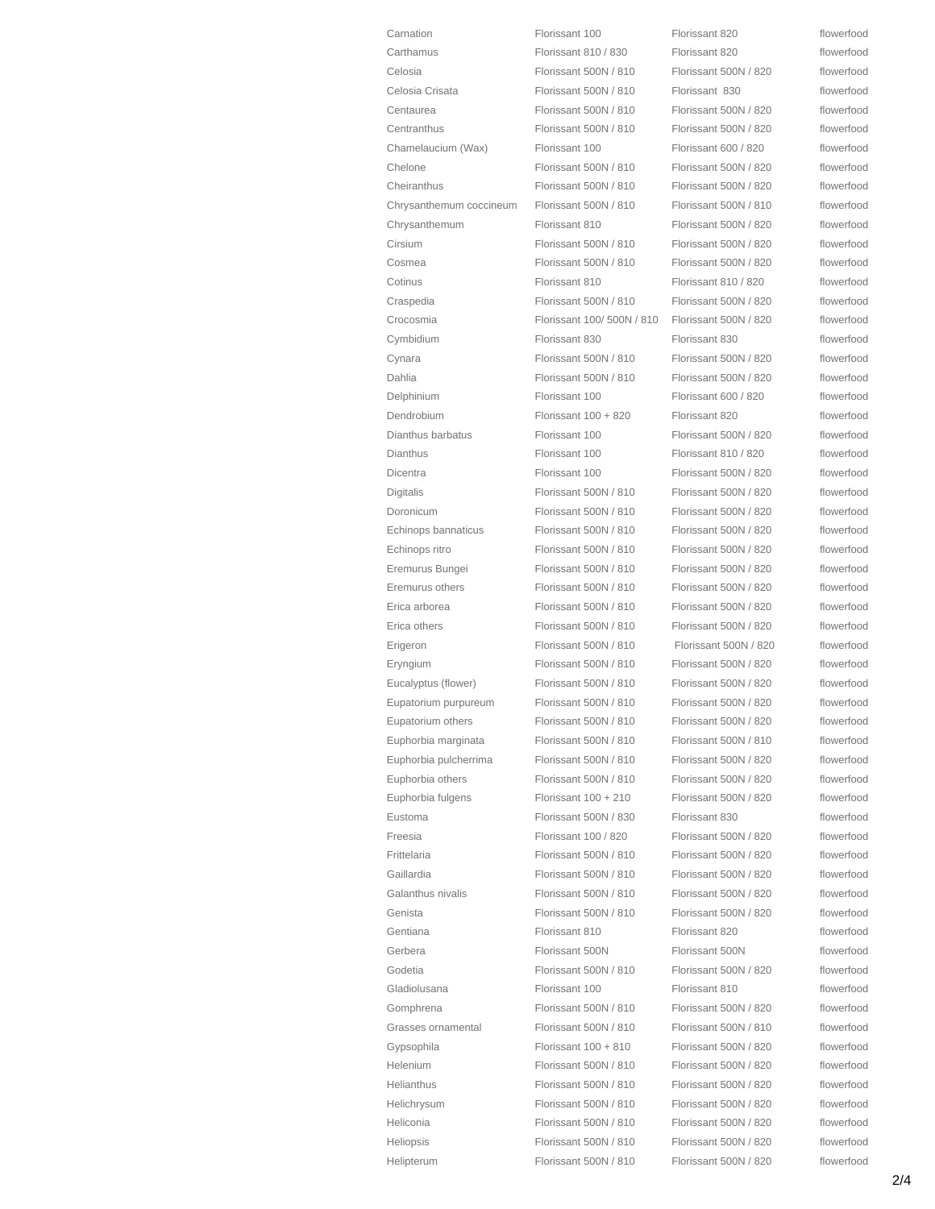| | | | |
|---|---|---|---|
| Carnation | Florissant 100 | Florissant 820 | flowerfood |
| Carthamus | Florissant 810 / 830 | Florissant 820 | flowerfood |
| Celosia | Florissant 500N / 810 | Florissant 500N / 820 | flowerfood |
| Celosia Crisata | Florissant 500N / 810 | Florissant  830 | flowerfood |
| Centaurea | Florissant 500N / 810 | Florissant 500N / 820 | flowerfood |
| Centranthus | Florissant 500N / 810 | Florissant 500N / 820 | flowerfood |
| Chamelaucium (Wax) | Florissant 100 | Florissant 600 / 820 | flowerfood |
| Chelone | Florissant 500N / 810 | Florissant 500N / 820 | flowerfood |
| Cheiranthus | Florissant 500N / 810 | Florissant 500N / 820 | flowerfood |
| Chrysanthemum coccineum | Florissant 500N / 810 | Florissant 500N / 810 | flowerfood |
| Chrysanthemum | Florissant 810 | Florissant 500N / 820 | flowerfood |
| Cirsium | Florissant 500N / 810 | Florissant 500N / 820 | flowerfood |
| Cosmea | Florissant 500N / 810 | Florissant 500N / 820 | flowerfood |
| Cotinus | Florissant 810 | Florissant 810 / 820 | flowerfood |
| Craspedia | Florissant 500N / 810 | Florissant 500N / 820 | flowerfood |
| Crocosmia | Florissant 100/ 500N / 810 | Florissant 500N / 820 | flowerfood |
| Cymbidium | Florissant 830 | Florissant 830 | flowerfood |
| Cynara | Florissant 500N / 810 | Florissant 500N / 820 | flowerfood |
| Dahlia | Florissant 500N / 810 | Florissant 500N / 820 | flowerfood |
| Delphinium | Florissant 100 | Florissant 600 / 820 | flowerfood |
| Dendrobium | Florissant 100 + 820 | Florissant 820 | flowerfood |
| Dianthus barbatus | Florissant 100 | Florissant 500N / 820 | flowerfood |
| Dianthus | Florissant 100 | Florissant 810 / 820 | flowerfood |
| Dicentra | Florissant 100 | Florissant 500N / 820 | flowerfood |
| Digitalis | Florissant 500N / 810 | Florissant 500N / 820 | flowerfood |
| Doronicum | Florissant 500N / 810 | Florissant 500N / 820 | flowerfood |
| Echinops bannaticus | Florissant 500N / 810 | Florissant 500N / 820 | flowerfood |
| Echinops ritro | Florissant 500N / 810 | Florissant 500N / 820 | flowerfood |
| Eremurus Bungei | Florissant 500N / 810 | Florissant 500N / 820 | flowerfood |
| Eremurus others | Florissant 500N / 810 | Florissant 500N / 820 | flowerfood |
| Erica arborea | Florissant 500N / 810 | Florissant 500N / 820 | flowerfood |
| Erica others | Florissant 500N / 810 | Florissant 500N / 820 | flowerfood |
| Erigeron | Florissant 500N / 810 | Florissant 500N / 820 | flowerfood |
| Eryngium | Florissant 500N / 810 | Florissant 500N / 820 | flowerfood |
| Eucalyptus (flower) | Florissant 500N / 810 | Florissant 500N / 820 | flowerfood |
| Eupatorium purpureum | Florissant 500N / 810 | Florissant 500N / 820 | flowerfood |
| Eupatorium others | Florissant 500N / 810 | Florissant 500N / 820 | flowerfood |
| Euphorbia marginata | Florissant 500N / 810 | Florissant 500N / 810 | flowerfood |
| Euphorbia pulcherrima | Florissant 500N / 810 | Florissant 500N / 820 | flowerfood |
| Euphorbia others | Florissant 500N / 810 | Florissant 500N / 820 | flowerfood |
| Euphorbia fulgens | Florissant 100 + 210 | Florissant 500N / 820 | flowerfood |
| Eustoma | Florissant 500N / 830 | Florissant 830 | flowerfood |
| Freesia | Florissant 100 / 820 | Florissant 500N / 820 | flowerfood |
| Frittelaria | Florissant 500N / 810 | Florissant 500N / 820 | flowerfood |
| Gaillardia | Florissant 500N / 810 | Florissant 500N / 820 | flowerfood |
| Galanthus nivalis | Florissant 500N / 810 | Florissant 500N / 820 | flowerfood |
| Genista | Florissant 500N / 810 | Florissant 500N / 820 | flowerfood |
| Gentiana | Florissant 810 | Florissant 820 | flowerfood |
| Gerbera | Florissant 500N | Florissant 500N | flowerfood |
| Godetia | Florissant 500N / 810 | Florissant 500N / 820 | flowerfood |
| Gladiolusana | Florissant 100 | Florissant 810 | flowerfood |
| Gomphrena | Florissant 500N / 810 | Florissant 500N / 820 | flowerfood |
| Grasses ornamental | Florissant 500N / 810 | Florissant 500N / 810 | flowerfood |
| Gypsophila | Florissant 100 + 810 | Florissant 500N / 820 | flowerfood |
| Helenium | Florissant 500N / 810 | Florissant 500N / 820 | flowerfood |
| Helianthus | Florissant 500N / 810 | Florissant 500N / 820 | flowerfood |
| Helichrysum | Florissant 500N / 810 | Florissant 500N / 820 | flowerfood |
| Heliconia | Florissant 500N / 810 | Florissant 500N / 820 | flowerfood |
| Heliopsis | Florissant 500N / 810 | Florissant 500N / 820 | flowerfood |
| Helipterum | Florissant 500N / 810 | Florissant 500N / 820 | flowerfood |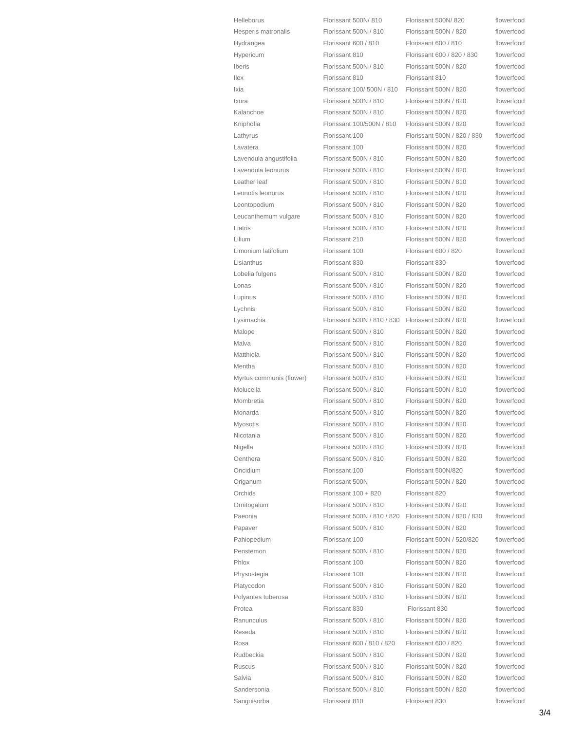| | | | |
|---|---|---|---|
| Helleborus | Florissant 500N/ 810 | Florissant 500N/ 820 | flowerfood |
| Hesperis matronalis | Florissant 500N / 810 | Florissant 500N / 820 | flowerfood |
| Hydrangea | Florissant 600 / 810 | Florissant 600 / 810 | flowerfood |
| Hypericum | Florissant 810 | Florissant 600 / 820 / 830 | flowerfood |
| Iberis | Florissant 500N / 810 | Florissant 500N / 820 | flowerfood |
| Ilex | Florissant 810 | Florissant 810 | flowerfood |
| Ixia | Florissant 100/ 500N / 810 | Florissant 500N / 820 | flowerfood |
| Ixora | Florissant 500N / 810 | Florissant 500N / 820 | flowerfood |
| Kalanchoe | Florissant 500N / 810 | Florissant 500N / 820 | flowerfood |
| Kniphofia | Florissant 100/500N / 810 | Florissant 500N / 820 | flowerfood |
| Lathyrus | Florissant 100 | Florissant 500N / 820 / 830 | flowerfood |
| Lavatera | Florissant 100 | Florissant 500N / 820 | flowerfood |
| Lavendula angustifolia | Florissant 500N / 810 | Florissant 500N / 820 | flowerfood |
| Lavendula leonurus | Florissant 500N / 810 | Florissant 500N / 820 | flowerfood |
| Leather leaf | Florissant 500N / 810 | Florissant 500N / 810 | flowerfood |
| Leonotis leonurus | Florissant 500N / 810 | Florissant 500N / 820 | flowerfood |
| Leontopodium | Florissant 500N / 810 | Florissant 500N / 820 | flowerfood |
| Leucanthemum vulgare | Florissant 500N / 810 | Florissant 500N / 820 | flowerfood |
| Liatris | Florissant 500N / 810 | Florissant 500N / 820 | flowerfood |
| Lilium | Florissant 210 | Florissant 500N / 820 | flowerfood |
| Limonium latifolium | Florissant 100 | Florissant 600 / 820 | flowerfood |
| Lisianthus | Florissant 830 | Florissant 830 | flowerfood |
| Lobelia fulgens | Florissant 500N / 810 | Florissant 500N / 820 | flowerfood |
| Lonas | Florissant 500N / 810 | Florissant 500N / 820 | flowerfood |
| Lupinus | Florissant 500N / 810 | Florissant 500N / 820 | flowerfood |
| Lychnis | Florissant 500N / 810 | Florissant 500N / 820 | flowerfood |
| Lysimachia | Florissant 500N / 810 / 830 | Florissant 500N / 820 | flowerfood |
| Malope | Florissant 500N / 810 | Florissant 500N / 820 | flowerfood |
| Malva | Florissant 500N / 810 | Florissant 500N / 820 | flowerfood |
| Matthiola | Florissant 500N / 810 | Florissant 500N / 820 | flowerfood |
| Mentha | Florissant 500N / 810 | Florissant 500N / 820 | flowerfood |
| Myrtus communis (flower) | Florissant 500N / 810 | Florissant 500N / 820 | flowerfood |
| Molucella | Florissant 500N / 810 | Florissant 500N / 810 | flowerfood |
| Mombretia | Florissant 500N / 810 | Florissant 500N / 820 | flowerfood |
| Monarda | Florissant 500N / 810 | Florissant 500N / 820 | flowerfood |
| Myosotis | Florissant 500N / 810 | Florissant 500N / 820 | flowerfood |
| Nicotania | Florissant 500N / 810 | Florissant 500N / 820 | flowerfood |
| Nigella | Florissant 500N / 810 | Florissant 500N / 820 | flowerfood |
| Oenthera | Florissant 500N / 810 | Florissant 500N / 820 | flowerfood |
| Oncidium | Florissant 100 | Florissant 500N/820 | flowerfood |
| Origanum | Florissant 500N | Florissant 500N / 820 | flowerfood |
| Orchids | Florissant 100 + 820 | Florissant 820 | flowerfood |
| Ornitogalum | Florissant 500N / 810 | Florissant 500N / 820 | flowerfood |
| Paeonia | Florissant 500N / 810 / 820 | Florissant 500N / 820 / 830 | flowerfood |
| Papaver | Florissant 500N / 810 | Florissant 500N / 820 | flowerfood |
| Pahiopedium | Florissant 100 | Florissant 500N / 520/820 | flowerfood |
| Penstemon | Florissant 500N / 810 | Florissant 500N / 820 | flowerfood |
| Phlox | Florissant 100 | Florissant 500N / 820 | flowerfood |
| Physostegia | Florissant 100 | Florissant 500N / 820 | flowerfood |
| Platycodon | Florissant 500N / 810 | Florissant 500N / 820 | flowerfood |
| Polyantes tuberosa | Florissant 500N / 810 | Florissant 500N / 820 | flowerfood |
| Protea | Florissant 830 | Florissant 830 | flowerfood |
| Ranunculus | Florissant 500N / 810 | Florissant 500N / 820 | flowerfood |
| Reseda | Florissant 500N / 810 | Florissant 500N / 820 | flowerfood |
| Rosa | Florissant 600 / 810 / 820 | Florissant 600 / 820 | flowerfood |
| Rudbeckia | Florissant 500N / 810 | Florissant 500N / 820 | flowerfood |
| Ruscus | Florissant 500N / 810 | Florissant 500N / 820 | flowerfood |
| Salvia | Florissant 500N / 810 | Florissant 500N / 820 | flowerfood |
| Sandersonia | Florissant 500N / 810 | Florissant 500N / 820 | flowerfood |
| Sanguisorba | Florissant 810 | Florissant 830 | flowerfood |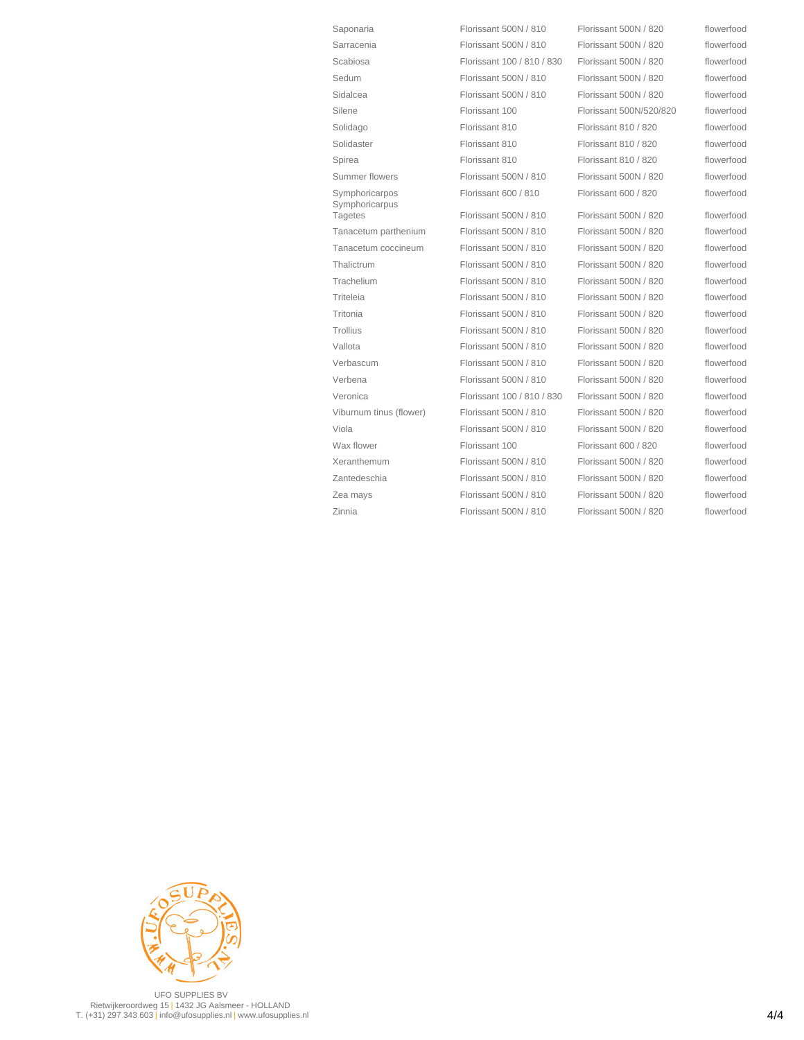| | | | |
|---|---|---|---|
| Saponaria | Florissant 500N / 810 | Florissant 500N / 820 | flowerfood |
| Sarracenia | Florissant 500N / 810 | Florissant 500N / 820 | flowerfood |
| Scabiosa | Florissant 100 / 810 / 830 | Florissant 500N / 820 | flowerfood |
| Sedum | Florissant 500N / 810 | Florissant 500N / 820 | flowerfood |
| Sidalcea | Florissant 500N / 810 | Florissant 500N / 820 | flowerfood |
| Silene | Florissant 100 | Florissant 500N/520/820 | flowerfood |
| Solidago | Florissant 810 | Florissant 810 / 820 | flowerfood |
| Solidaster | Florissant 810 | Florissant 810 / 820 | flowerfood |
| Spirea | Florissant 810 | Florissant 810 / 820 | flowerfood |
| Summer flowers | Florissant 500N / 810 | Florissant 500N / 820 | flowerfood |
| Symphoricarpos | Florissant 600 / 810 | Florissant 600 / 820 | flowerfood |
| Symphoricarpus Tagetes | Florissant 500N / 810 | Florissant 500N / 820 | flowerfood |
| Tanacetum parthenium | Florissant 500N / 810 | Florissant 500N / 820 | flowerfood |
| Tanacetum coccineum | Florissant 500N / 810 | Florissant 500N / 820 | flowerfood |
| Thalictrum | Florissant 500N / 810 | Florissant 500N / 820 | flowerfood |
| Trachelium | Florissant 500N / 810 | Florissant 500N / 820 | flowerfood |
| Triteleia | Florissant 500N / 810 | Florissant 500N / 820 | flowerfood |
| Tritonia | Florissant 500N / 810 | Florissant 500N / 820 | flowerfood |
| Trollius | Florissant 500N / 810 | Florissant 500N / 820 | flowerfood |
| Vallota | Florissant 500N / 810 | Florissant 500N / 820 | flowerfood |
| Verbascum | Florissant 500N / 810 | Florissant 500N / 820 | flowerfood |
| Verbena | Florissant 500N / 810 | Florissant 500N / 820 | flowerfood |
| Veronica | Florissant 100 / 810 / 830 | Florissant 500N / 820 | flowerfood |
| Viburnum tinus (flower) | Florissant 500N / 810 | Florissant 500N / 820 | flowerfood |
| Viola | Florissant 500N / 810 | Florissant 500N / 820 | flowerfood |
| Wax flower | Florissant 100 | Florissant 600 / 820 | flowerfood |
| Xeranthemum | Florissant 500N / 810 | Florissant 500N / 820 | flowerfood |
| Zantedeschia | Florissant 500N / 810 | Florissant 500N / 820 | flowerfood |
| Zea mays | Florissant 500N / 810 | Florissant 500N / 820 | flowerfood |
| Zinnia | Florissant 500N / 810 | Florissant 500N / 820 | flowerfood |

WWW.UFOSUPPLIES.NL

UFO SUPPLIES BV
Rietwijkeroordweg 15 | 1432 JG Aalsmeer - HOLLAND
T. (+31) 297 343 603 | info@ufosupplies.nl | www.ufosupplies.nl